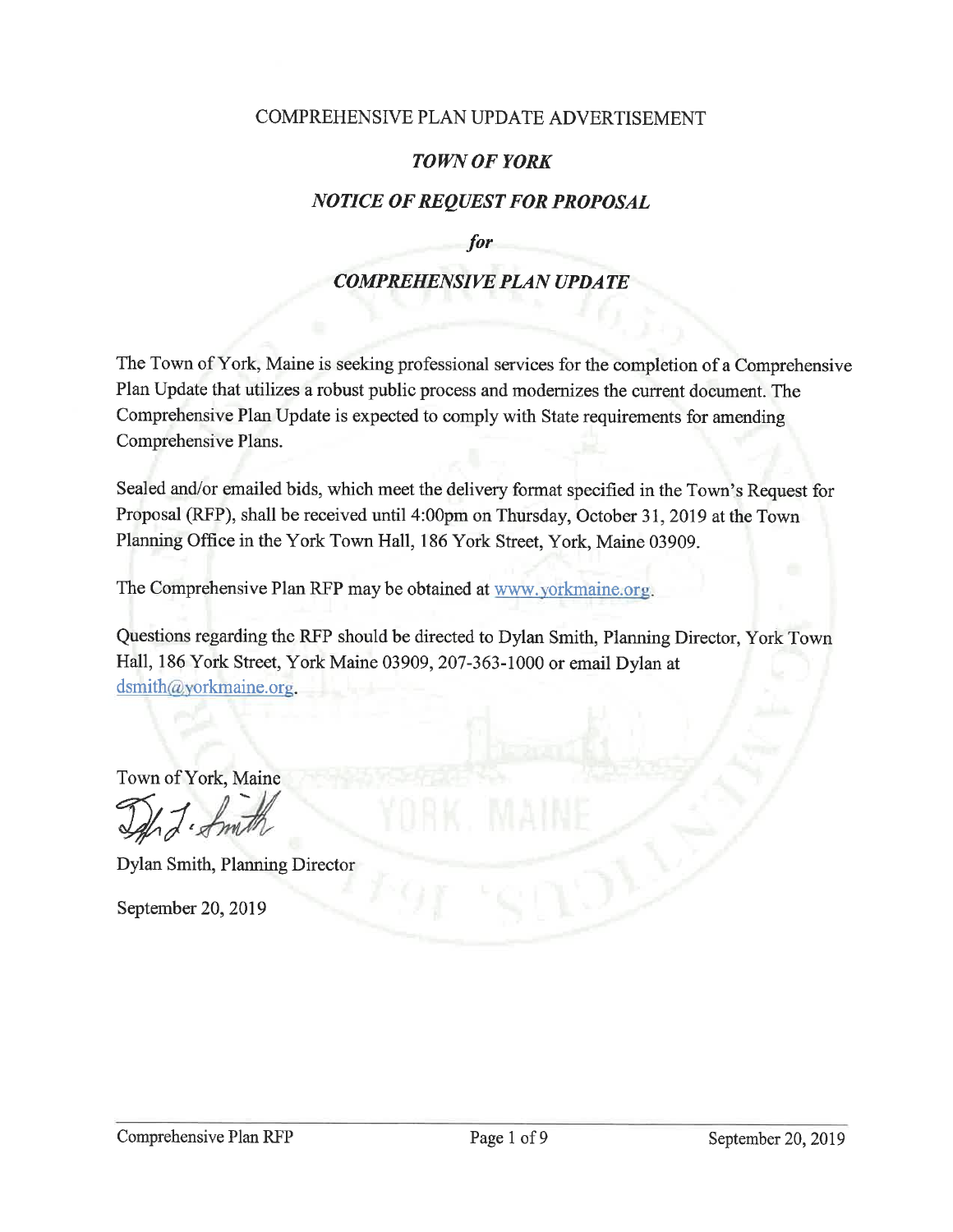COMPREHENSIVE PLAN UPDATE ADVERTISEMENT

## *TOWN OF YORK*

## *NOTICE OF REQUEST FOR PROPOSAL*

*for*

## *COMPREHENSIVE PLAN UPDATE*

The Town of York, Maine is seeking professional services for the completion of a Comprehensive Plan Update that utilizes a robust public process and modernizes the current document. The Comprehensive Plan Update is expected to comply with State requirements for amending Comprehensive Plans.

Sealed and/or emailed bids, which meet the delivery format specified in the Town's Request for Proposal (RFP), shall be received until 4:00pm on Thursday, October 31, 2019 at the Town Planning Office in the York Town Hall, 186 York Street, York, Maine 03909.

The Comprehensive Plan RFP may be obtained at www.yorkmaine.org.

Questions regarding the RFP should be directed to Dylan Smith, Planning Director, York Town Hall, 186 York Street, York Maine 03909, 207-363-1000 or email Dylan at dsmith@yorkmaine.org.

Town of York, Maine

Dylan Smith, Planning Director

September 20, 2019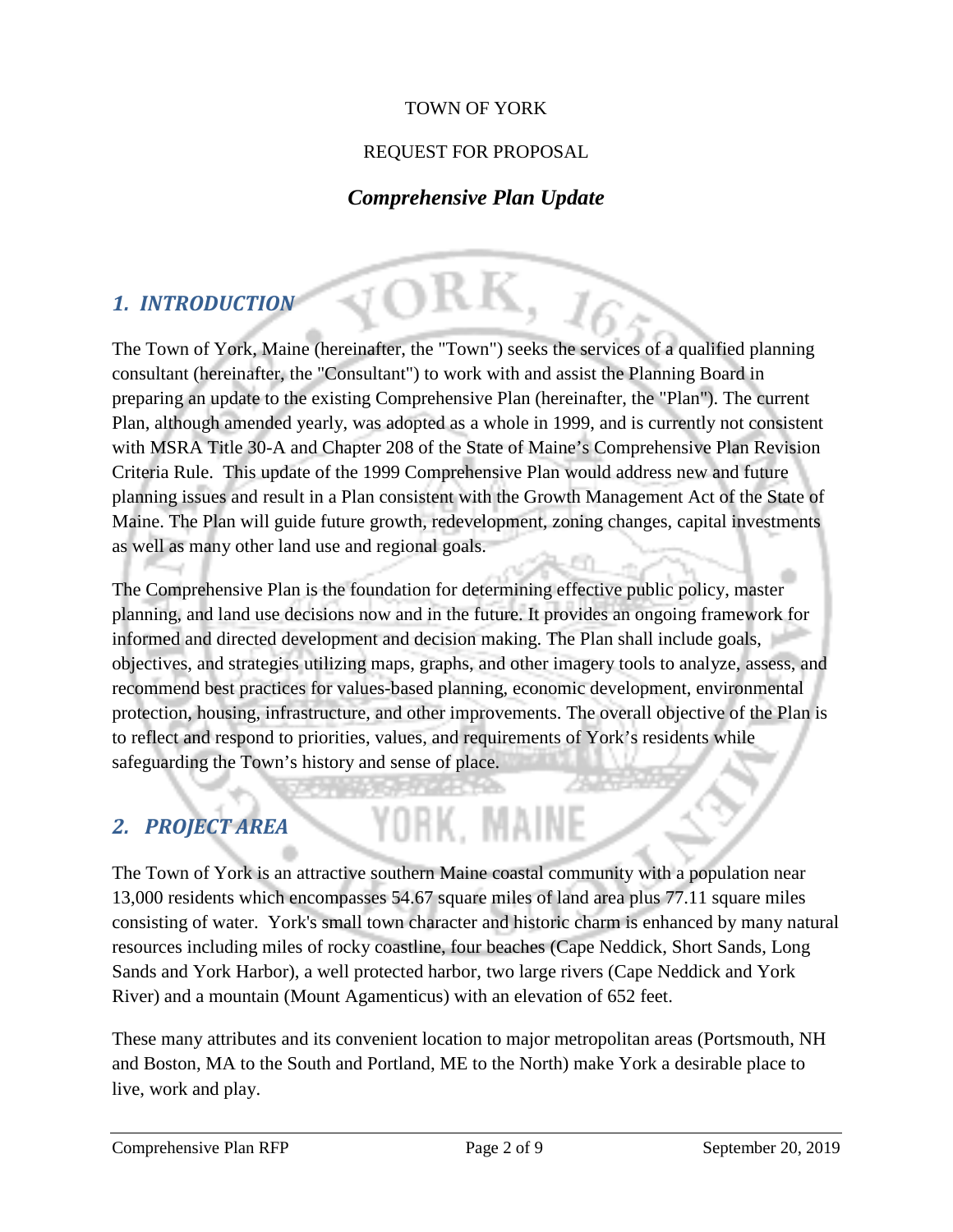TOWN OF YORK

REQUEST FOR PROPOSAL

***Comprehensive Plan Update***

## *1. INTRODUCTION*

The Town of York, Maine (hereinafter, the "Town") seeks the services of a qualified planning consultant (hereinafter, the "Consultant") to work with and assist the Planning Board in preparing an update to the existing Comprehensive Plan (hereinafter, the "Plan"). The current Plan, although amended yearly, was adopted as a whole in 1999, and is currently not consistent with MSRA Title 30-A and Chapter 208 of the State of Maine's Comprehensive Plan Revision Criteria Rule. This update of the 1999 Comprehensive Plan would address new and future planning issues and result in a Plan consistent with the Growth Management Act of the State of Maine. The Plan will guide future growth, redevelopment, zoning changes, capital investments as well as many other land use and regional goals.

The Comprehensive Plan is the foundation for determining effective public policy, master planning, and land use decisions now and in the future. It provides an ongoing framework for informed and directed development and decision making. The Plan shall include goals, objectives, and strategies utilizing maps, graphs, and other imagery tools to analyze, assess, and recommend best practices for values-based planning, economic development, environmental protection, housing, infrastructure, and other improvements. The overall objective of the Plan is to reflect and respond to priorities, values, and requirements of York's residents while safeguarding the Town's history and sense of place.

## *2. PROJECT AREA*

The Town of York is an attractive southern Maine coastal community with a population near 13,000 residents which encompasses 54.67 square miles of land area plus 77.11 square miles consisting of water. York's small town character and historic charm is enhanced by many natural resources including miles of rocky coastline, four beaches (Cape Neddick, Short Sands, Long Sands and York Harbor), a well protected harbor, two large rivers (Cape Neddick and York River) and a mountain (Mount Agamenticus) with an elevation of 652 feet.

These many attributes and its convenient location to major metropolitan areas (Portsmouth, NH and Boston, MA to the South and Portland, ME to the North) make York a desirable place to live, work and play.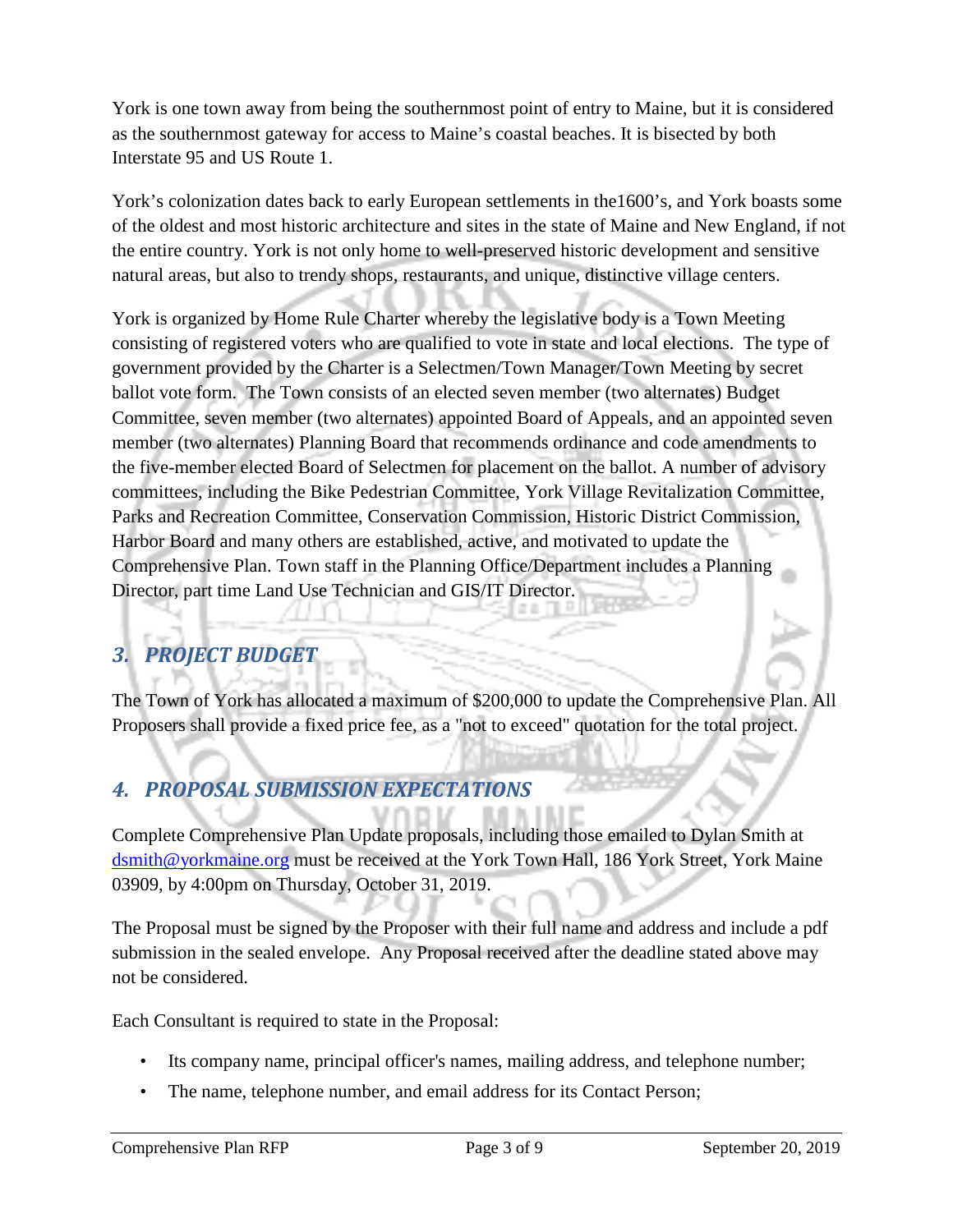York is one town away from being the southernmost point of entry to Maine, but it is considered as the southernmost gateway for access to Maine's coastal beaches. It is bisected by both Interstate 95 and US Route 1.

York's colonization dates back to early European settlements in the1600's, and York boasts some of the oldest and most historic architecture and sites in the state of Maine and New England, if not the entire country. York is not only home to well-preserved historic development and sensitive natural areas, but also to trendy shops, restaurants, and unique, distinctive village centers.

York is organized by Home Rule Charter whereby the legislative body is a Town Meeting consisting of registered voters who are qualified to vote in state and local elections. The type of government provided by the Charter is a Selectmen/Town Manager/Town Meeting by secret ballot vote form. The Town consists of an elected seven member (two alternates) Budget Committee, seven member (two alternates) appointed Board of Appeals, and an appointed seven member (two alternates) Planning Board that recommends ordinance and code amendments to the five-member elected Board of Selectmen for placement on the ballot. A number of advisory committees, including the Bike Pedestrian Committee, York Village Revitalization Committee, Parks and Recreation Committee, Conservation Commission, Historic District Commission, Harbor Board and many others are established, active, and motivated to update the Comprehensive Plan. Town staff in the Planning Office/Department includes a Planning Director, part time Land Use Technician and GIS/IT Director.

## *3. PROJECT BUDGET*

The Town of York has allocated a maximum of $200,000 to update the Comprehensive Plan. All Proposers shall provide a fixed price fee, as a "not to exceed" quotation for the total project.

## *4. PROPOSAL SUBMISSION EXPECTATIONS*

Complete Comprehensive Plan Update proposals, including those emailed to Dylan Smith at dsmith@yorkmaine.org must be received at the York Town Hall, 186 York Street, York Maine 03909, by 4:00pm on Thursday, October 31, 2019.

The Proposal must be signed by the Proposer with their full name and address and include a pdf submission in the sealed envelope. Any Proposal received after the deadline stated above may not be considered.

Each Consultant is required to state in the Proposal:

- Its company name, principal officer's names, mailing address, and telephone number;
- The name, telephone number, and email address for its Contact Person;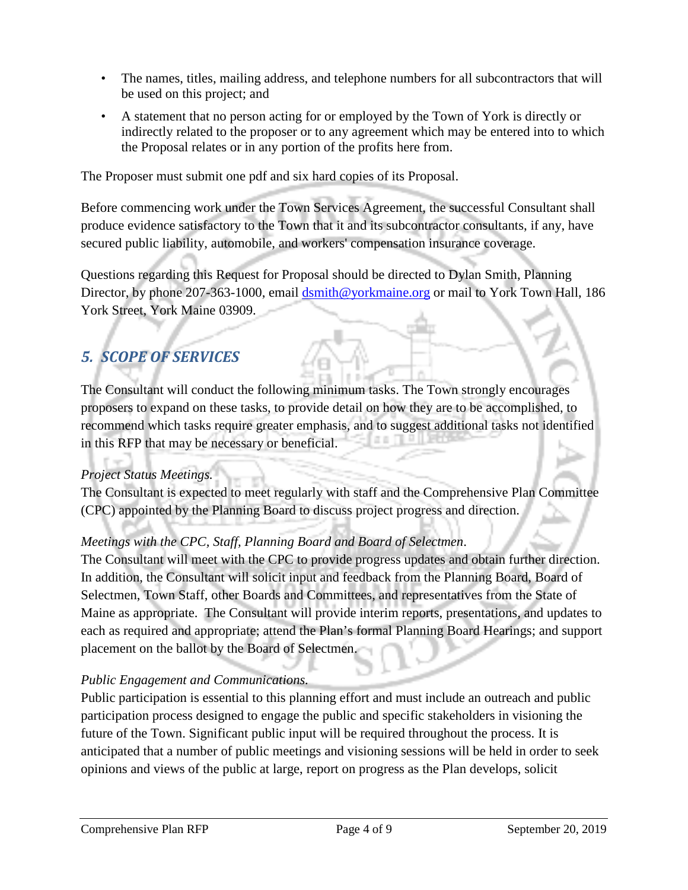- The names, titles, mailing address, and telephone numbers for all subcontractors that will be used on this project; and
- A statement that no person acting for or employed by the Town of York is directly or indirectly related to the proposer or to any agreement which may be entered into to which the Proposal relates or in any portion of the profits here from.

The Proposer must submit one pdf and six hard copies of its Proposal.

Before commencing work under the Town Services Agreement, the successful Consultant shall produce evidence satisfactory to the Town that it and its subcontractor consultants, if any, have secured public liability, automobile, and workers' compensation insurance coverage.

Questions regarding this Request for Proposal should be directed to Dylan Smith, Planning Director, by phone 207-363-1000, email dsmith@yorkmaine.org or mail to York Town Hall, 186 York Street, York Maine 03909.

## *5. SCOPE OF SERVICES*

The Consultant will conduct the following minimum tasks. The Town strongly encourages proposers to expand on these tasks, to provide detail on how they are to be accomplished, to recommend which tasks require greater emphasis, and to suggest additional tasks not identified in this RFP that may be necessary or beneficial.

*Project Status Meetings.*
The Consultant is expected to meet regularly with staff and the Comprehensive Plan Committee (CPC) appointed by the Planning Board to discuss project progress and direction.

*Meetings with the CPC, Staff, Planning Board and Board of Selectmen*.
The Consultant will meet with the CPC to provide progress updates and obtain further direction. In addition, the Consultant will solicit input and feedback from the Planning Board, Board of Selectmen, Town Staff, other Boards and Committees, and representatives from the State of Maine as appropriate. The Consultant will provide interim reports, presentations, and updates to each as required and appropriate; attend the Plan's formal Planning Board Hearings; and support placement on the ballot by the Board of Selectmen.

*Public Engagement and Communications.*
Public participation is essential to this planning effort and must include an outreach and public participation process designed to engage the public and specific stakeholders in visioning the future of the Town. Significant public input will be required throughout the process. It is anticipated that a number of public meetings and visioning sessions will be held in order to seek opinions and views of the public at large, report on progress as the Plan develops, solicit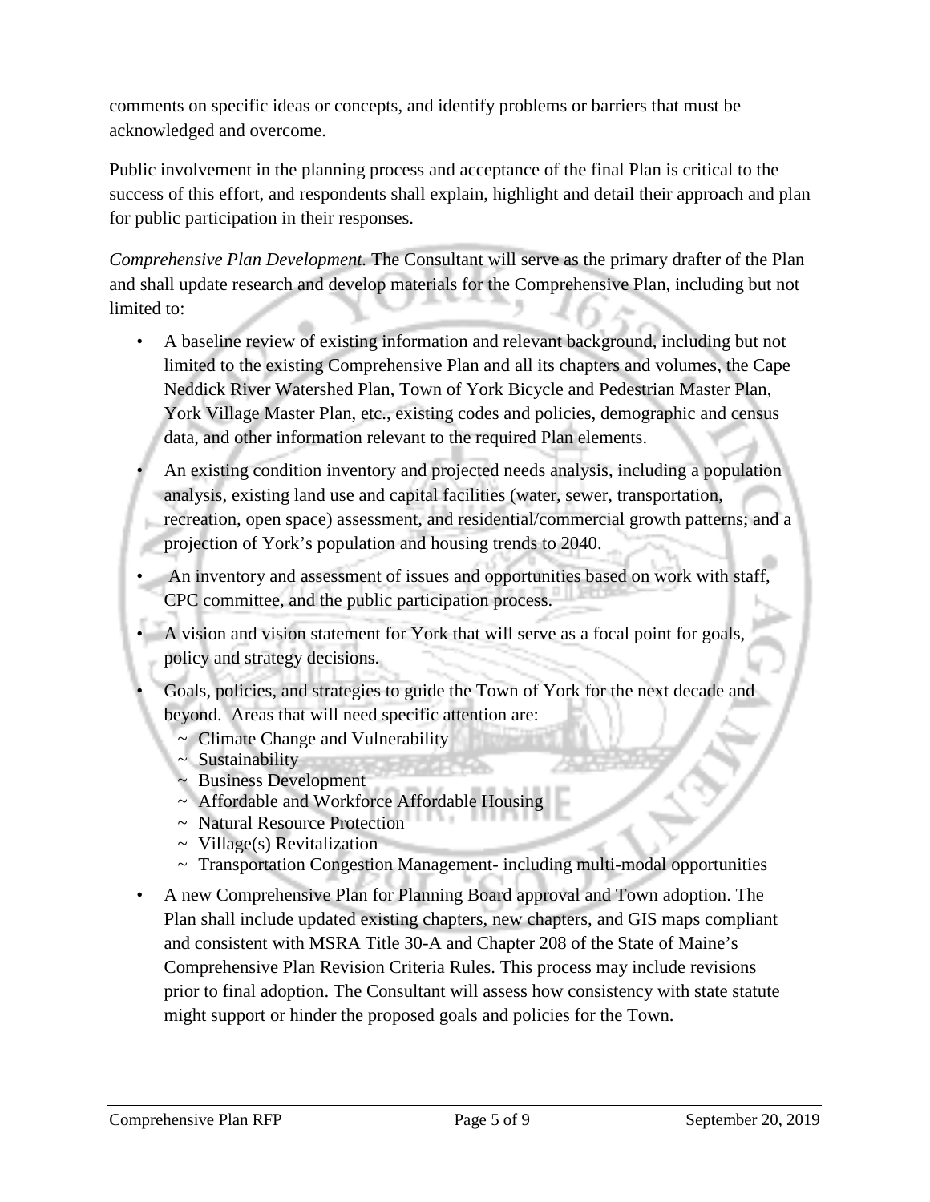comments on specific ideas or concepts, and identify problems or barriers that must be acknowledged and overcome.

Public involvement in the planning process and acceptance of the final Plan is critical to the success of this effort, and respondents shall explain, highlight and detail their approach and plan for public participation in their responses.

*Comprehensive Plan Development.* The Consultant will serve as the primary drafter of the Plan and shall update research and develop materials for the Comprehensive Plan, including but not limited to:

- A baseline review of existing information and relevant background, including but not limited to the existing Comprehensive Plan and all its chapters and volumes, the Cape Neddick River Watershed Plan, Town of York Bicycle and Pedestrian Master Plan, York Village Master Plan, etc., existing codes and policies, demographic and census data, and other information relevant to the required Plan elements.
- An existing condition inventory and projected needs analysis, including a population analysis, existing land use and capital facilities (water, sewer, transportation, recreation, open space) assessment, and residential/commercial growth patterns; and a projection of York's population and housing trends to 2040.
- An inventory and assessment of issues and opportunities based on work with staff, CPC committee, and the public participation process.
- A vision and vision statement for York that will serve as a focal point for goals, policy and strategy decisions.
- Goals, policies, and strategies to guide the Town of York for the next decade and beyond. Areas that will need specific attention are:
  - ~ Climate Change and Vulnerability
  - ~ Sustainability
  - ~ Business Development
  - ~ Affordable and Workforce Affordable Housing
  - ~ Natural Resource Protection
  - ~ Village(s) Revitalization
  - ~ Transportation Congestion Management- including multi-modal opportunities
- A new Comprehensive Plan for Planning Board approval and Town adoption. The Plan shall include updated existing chapters, new chapters, and GIS maps compliant and consistent with MSRA Title 30-A and Chapter 208 of the State of Maine's Comprehensive Plan Revision Criteria Rules. This process may include revisions prior to final adoption. The Consultant will assess how consistency with state statute might support or hinder the proposed goals and policies for the Town.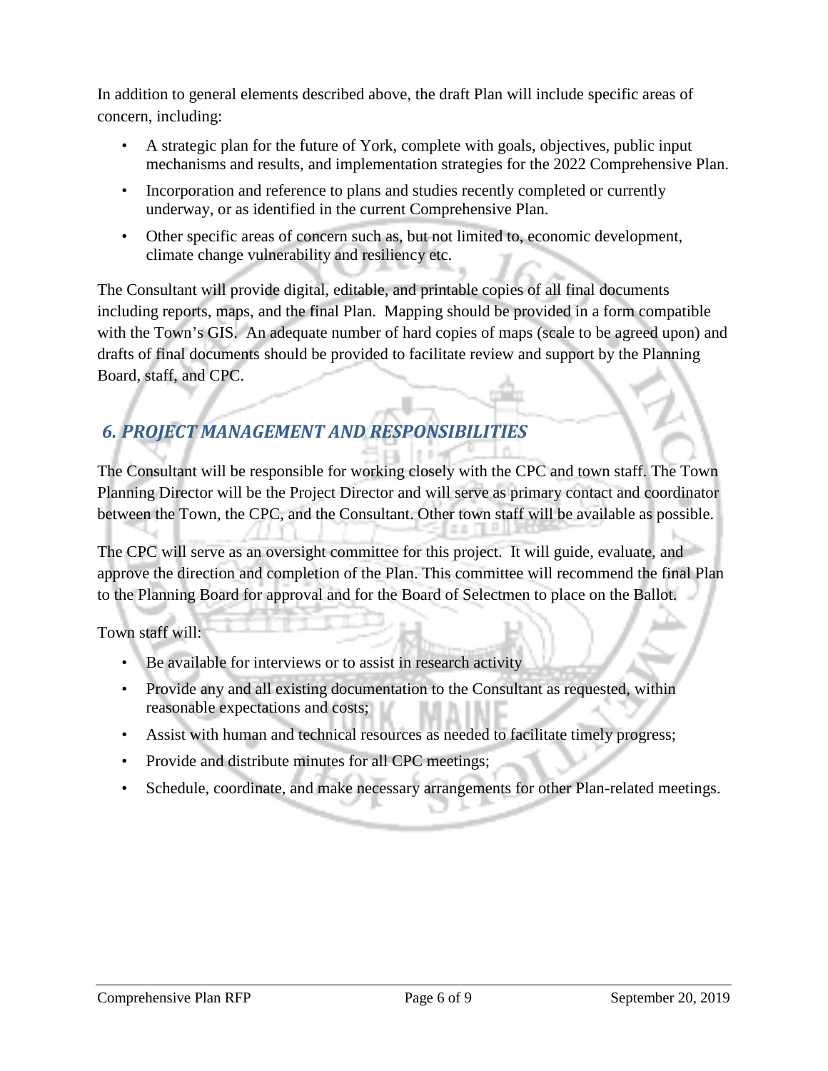In addition to general elements described above, the draft Plan will include specific areas of concern, including:

- A strategic plan for the future of York, complete with goals, objectives, public input mechanisms and results, and implementation strategies for the 2022 Comprehensive Plan.
- Incorporation and reference to plans and studies recently completed or currently underway, or as identified in the current Comprehensive Plan.
- Other specific areas of concern such as, but not limited to, economic development, climate change vulnerability and resiliency etc.

The Consultant will provide digital, editable, and printable copies of all final documents including reports, maps, and the final Plan. Mapping should be provided in a form compatible with the Town's GIS. An adequate number of hard copies of maps (scale to be agreed upon) and drafts of final documents should be provided to facilitate review and support by the Planning Board, staff, and CPC.

## *6. PROJECT MANAGEMENT AND RESPONSIBILITIES*

The Consultant will be responsible for working closely with the CPC and town staff. The Town Planning Director will be the Project Director and will serve as primary contact and coordinator between the Town, the CPC, and the Consultant. Other town staff will be available as possible.

The CPC will serve as an oversight committee for this project. It will guide, evaluate, and approve the direction and completion of the Plan. This committee will recommend the final Plan to the Planning Board for approval and for the Board of Selectmen to place on the Ballot.

Town staff will:

- Be available for interviews or to assist in research activity
- Provide any and all existing documentation to the Consultant as requested, within reasonable expectations and costs;
- Assist with human and technical resources as needed to facilitate timely progress;
- Provide and distribute minutes for all CPC meetings;
- Schedule, coordinate, and make necessary arrangements for other Plan-related meetings.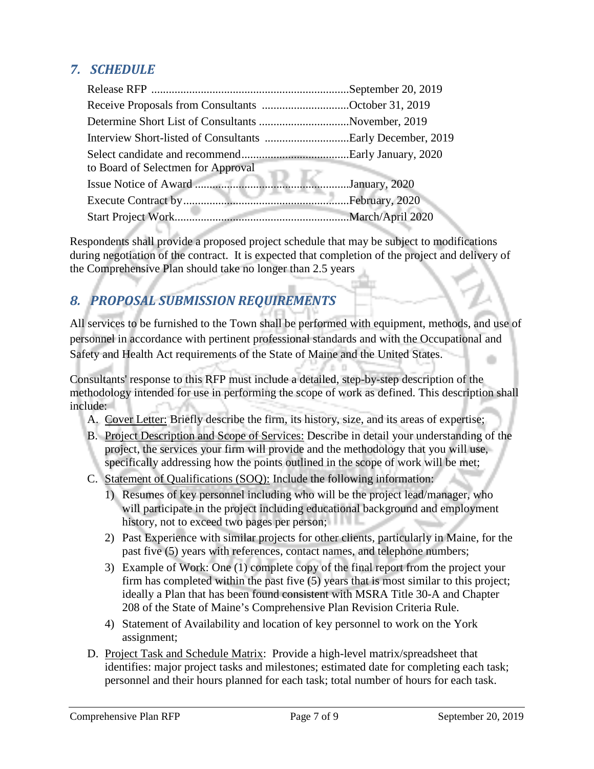## *7. SCHEDULE*

| | |
|---|---|
| Release RFP | September 20, 2019 |
| Receive Proposals from Consultants | October 31, 2019 |
| Determine Short List of Consultants | November, 2019 |
| Interview Short-listed of Consultants | Early December, 2019 |
| Select candidate and recommend to Board of Selectmen for Approval | Early January, 2020 |
| Issue Notice of Award | January, 2020 |
| Execute Contract by | February, 2020 |
| Start Project Work | March/April 2020 |

Respondents shall provide a proposed project schedule that may be subject to modifications during negotiation of the contract. It is expected that completion of the project and delivery of the Comprehensive Plan should take no longer than 2.5 years

## *8. PROPOSAL SUBMISSION REQUIREMENTS*

All services to be furnished to the Town shall be performed with equipment, methods, and use of personnel in accordance with pertinent professional standards and with the Occupational and Safety and Health Act requirements of the State of Maine and the United States.

Consultants' response to this RFP must include a detailed, step-by-step description of the methodology intended for use in performing the scope of work as defined. This description shall include:

A. Cover Letter: Briefly describe the firm, its history, size, and its areas of expertise;

B. Project Description and Scope of Services: Describe in detail your understanding of the project, the services your firm will provide and the methodology that you will use, specifically addressing how the points outlined in the scope of work will be met;

C. Statement of Qualifications (SOQ): Include the following information:

   1) Resumes of key personnel including who will be the project lead/manager, who will participate in the project including educational background and employment history, not to exceed two pages per person;

   2) Past Experience with similar projects for other clients, particularly in Maine, for the past five (5) years with references, contact names, and telephone numbers;

   3) Example of Work: One (1) complete copy of the final report from the project your firm has completed within the past five (5) years that is most similar to this project; ideally a Plan that has been found consistent with MSRA Title 30-A and Chapter 208 of the State of Maine's Comprehensive Plan Revision Criteria Rule.

   4) Statement of Availability and location of key personnel to work on the York assignment;

D. Project Task and Schedule Matrix: Provide a high-level matrix/spreadsheet that identifies: major project tasks and milestones; estimated date for completing each task; personnel and their hours planned for each task; total number of hours for each task.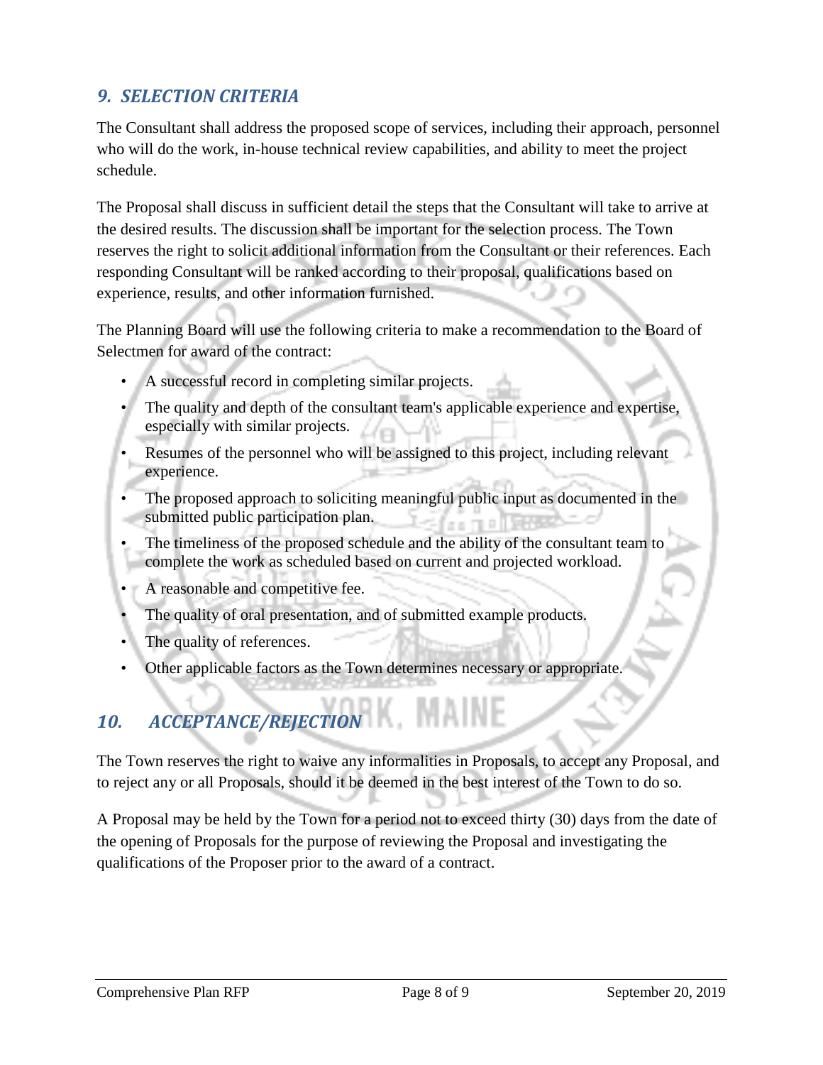## *9. SELECTION CRITERIA*

The Consultant shall address the proposed scope of services, including their approach, personnel who will do the work, in-house technical review capabilities, and ability to meet the project schedule.

The Proposal shall discuss in sufficient detail the steps that the Consultant will take to arrive at the desired results. The discussion shall be important for the selection process. The Town reserves the right to solicit additional information from the Consultant or their references. Each responding Consultant will be ranked according to their proposal, qualifications based on experience, results, and other information furnished.

The Planning Board will use the following criteria to make a recommendation to the Board of Selectmen for award of the contract:

- A successful record in completing similar projects.
- The quality and depth of the consultant team's applicable experience and expertise, especially with similar projects.
- Resumes of the personnel who will be assigned to this project, including relevant experience.
- The proposed approach to soliciting meaningful public input as documented in the submitted public participation plan.
- The timeliness of the proposed schedule and the ability of the consultant team to complete the work as scheduled based on current and projected workload.
- A reasonable and competitive fee.
- The quality of oral presentation, and of submitted example products.
- The quality of references.
- Other applicable factors as the Town determines necessary or appropriate.

## *10. ACCEPTANCE/REJECTION*

The Town reserves the right to waive any informalities in Proposals, to accept any Proposal, and to reject any or all Proposals, should it be deemed in the best interest of the Town to do so.

A Proposal may be held by the Town for a period not to exceed thirty (30) days from the date of the opening of Proposals for the purpose of reviewing the Proposal and investigating the qualifications of the Proposer prior to the award of a contract.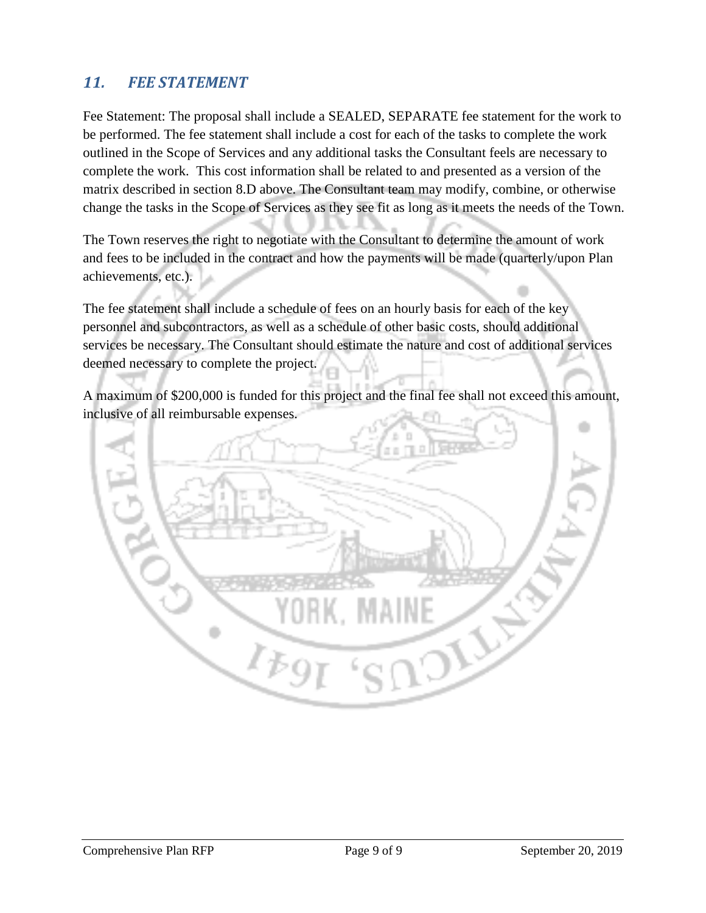## *11. FEE STATEMENT*

Fee Statement: The proposal shall include a SEALED, SEPARATE fee statement for the work to be performed. The fee statement shall include a cost for each of the tasks to complete the work outlined in the Scope of Services and any additional tasks the Consultant feels are necessary to complete the work. This cost information shall be related to and presented as a version of the matrix described in section 8.D above. The Consultant team may modify, combine, or otherwise change the tasks in the Scope of Services as they see fit as long as it meets the needs of the Town.

The Town reserves the right to negotiate with the Consultant to determine the amount of work and fees to be included in the contract and how the payments will be made (quarterly/upon Plan achievements, etc.).

The fee statement shall include a schedule of fees on an hourly basis for each of the key personnel and subcontractors, as well as a schedule of other basic costs, should additional services be necessary. The Consultant should estimate the nature and cost of additional services deemed necessary to complete the project.

A maximum of $200,000 is funded for this project and the final fee shall not exceed this amount, inclusive of all reimbursable expenses.